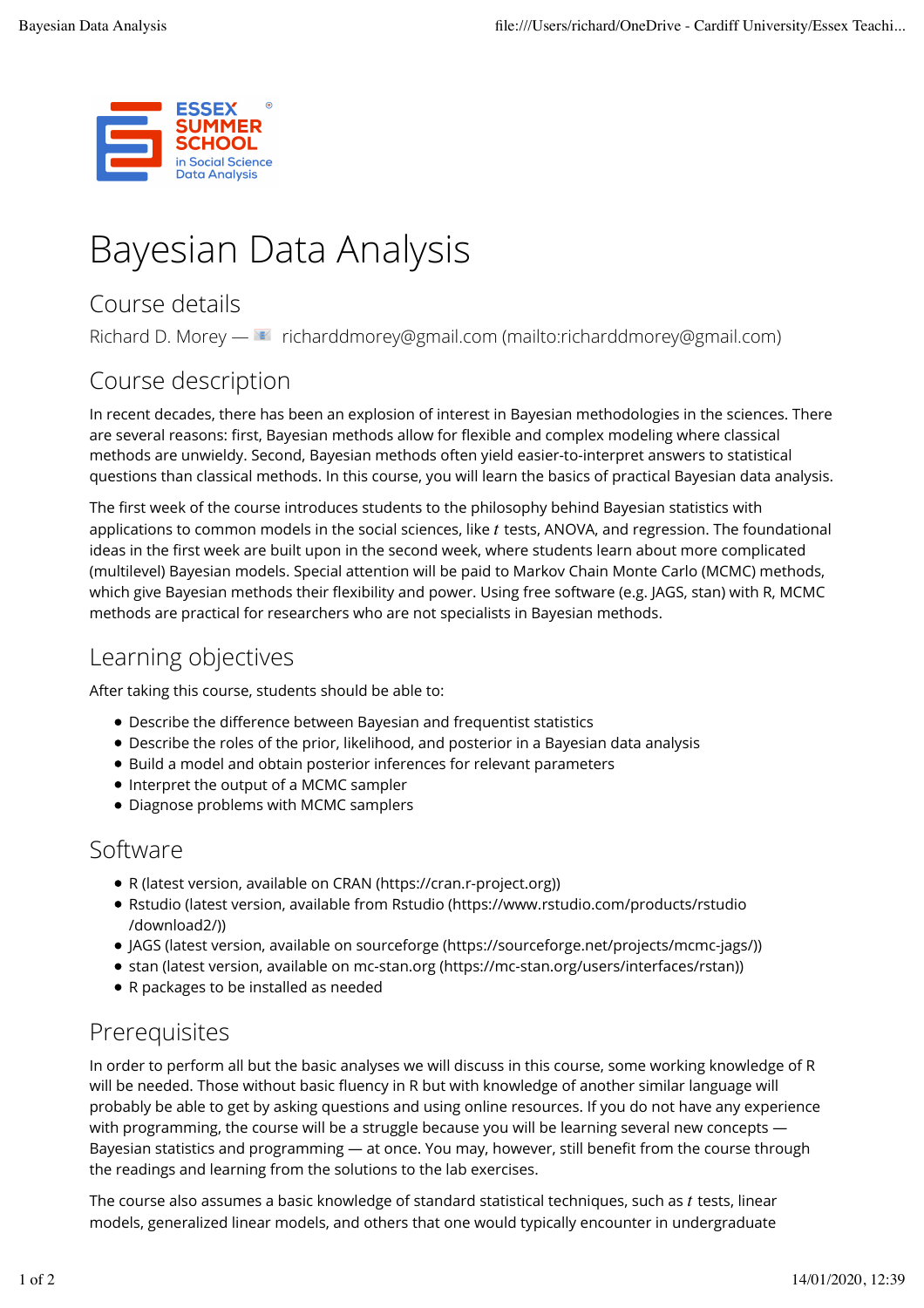# Bayesian Data Analysis

## Course details

Richard D. Morey — richarddmorey@gmail.com (mailto:richarddmorey@gmail.com)

## Course description

In recent decades, there has been an explosion of interest in Bayesian methodologies in the sciences. There are several reasons: first, Bayesian methods allow for flexible and complex modeling where classical methods are unwieldy. Second, Bayesian methods often yield easier-to-interpret answers to statistical questions than classical methods. In this course, you will learn the basics of practical Bayesian data analysis.

The first week of the course introduces students to the philosophy behind Bayesian statistics with applications to common models in the social sciences, like $t$ tests, ANOVA, and regression. The foundational ideas in the first week are built upon in the second week, where students learn about more complicated (multilevel) Bayesian models. Special attention will be paid to Markov Chain Monte Carlo (MCMC) methods, which give Bayesian methods their flexibility and power. Using free software (e.g. JAGS, stan) with R, MCMC methods are practical for researchers who are not specialists in Bayesian methods.

## Learning objectives

After taking this course, students should be able to:

- Describe the difference between Bayesian and frequentist statistics
- Describe the roles of the prior, likelihood, and posterior in a Bayesian data analysis
- Build a model and obtain posterior inferences for relevant parameters
- Interpret the output of a MCMC sampler
- Diagnose problems with MCMC samplers

## Software

- R (latest version, available on CRAN (https://cran.r-project.org))
- Rstudio (latest version, available from Rstudio (https://www.rstudio.com/products/rstudio/download2/))
- JAGS (latest version, available on sourceforge (https://sourceforge.net/projects/mcmc-jags/))
- stan (latest version, available on mc-stan.org (https://mc-stan.org/users/interfaces/rstan))
- R packages to be installed as needed

## Prerequisites

In order to perform all but the basic analyses we will discuss in this course, some working knowledge of R will be needed. Those without basic fluency in R but with knowledge of another similar language will probably be able to get by asking questions and using online resources. If you do not have any experience with programming, the course will be a struggle because you will be learning several new concepts — Bayesian statistics and programming — at once. You may, however, still benefit from the course through the readings and learning from the solutions to the lab exercises.

The course also assumes a basic knowledge of standard statistical techniques, such as $t$ tests, linear models, generalized linear models, and others that one would typically encounter in undergraduate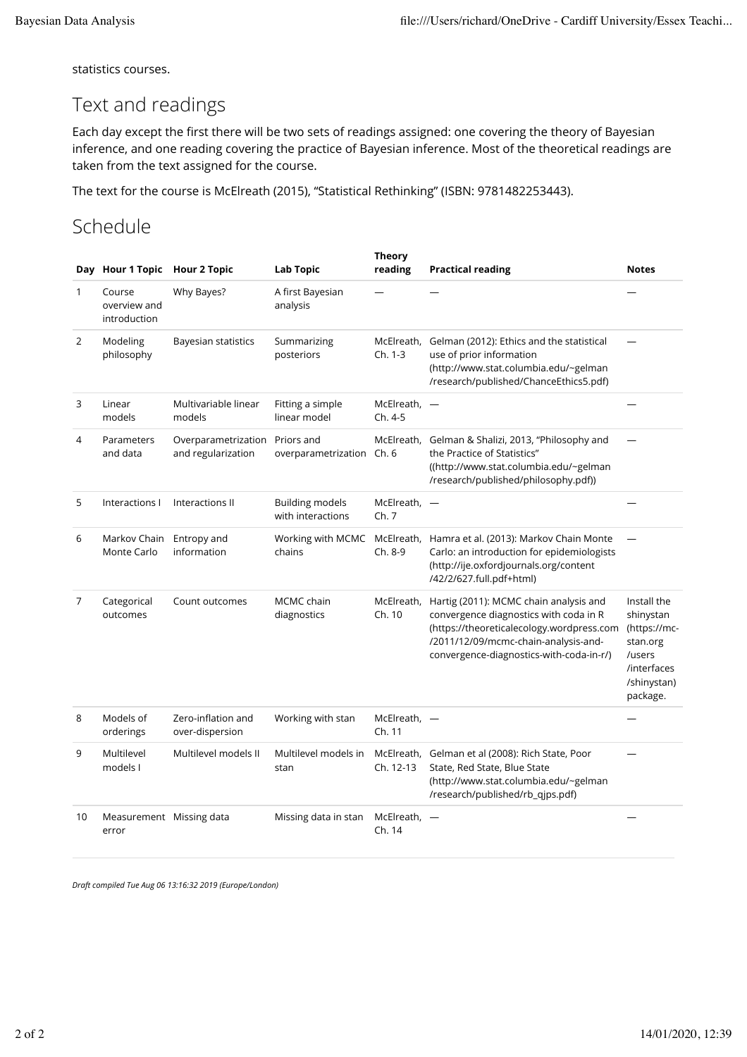statistics courses.

## Text and readings

Each day except the first there will be two sets of readings assigned: one covering the theory of Bayesian inference, and one reading covering the practice of Bayesian inference. Most of the theoretical readings are taken from the text assigned for the course.

The text for the course is McElreath (2015), "Statistical Rethinking" (ISBN: 9781482253443).

## Schedule

| Day | Hour 1 Topic | Hour 2 Topic | Lab Topic | Theory reading | Practical reading | Notes |
|---|---|---|---|---|---|---|
| 1 | Course overview and introduction | Why Bayes? | A first Bayesian analysis | — | — | — |
| 2 | Modeling philosophy | Bayesian statistics | Summarizing posteriors | McElreath, Ch. 1-3 | Gelman (2012): Ethics and the statistical use of prior information (http://www.stat.columbia.edu/~gelman/research/published/ChanceEthics5.pdf) | — |
| 3 | Linear models | Multivariable linear models | Fitting a simple linear model | McElreath, Ch. 4-5 | — | — |
| 4 | Parameters and data | Overparametrization and regularization | Priors and overparametrization | McElreath, Ch. 6 | Gelman & Shalizi, 2013, "Philosophy and the Practice of Statistics" ((http://www.stat.columbia.edu/~gelman/research/published/philosophy.pdf)) | — |
| 5 | Interactions I | Interactions II | Building models with interactions | McElreath, Ch. 7 | — | — |
| 6 | Markov Chain Monte Carlo | Entropy and information | Working with MCMC chains | McElreath, Ch. 8-9 | Hamra et al. (2013): Markov Chain Monte Carlo: an introduction for epidemiologists (http://ije.oxfordjournals.org/content/42/2/627.full.pdf+html) | — |
| 7 | Categorical outcomes | Count outcomes | MCMC chain diagnostics | McElreath, Ch. 10 | Hartig (2011): MCMC chain analysis and convergence diagnostics with coda in R (https://theoreticalecology.wordpress.com/2011/12/09/mcmc-chain-analysis-and-convergence-diagnostics-with-coda-in-r/) | Install the shinystan (https://mc-stan.org/users/interfaces/shinystan) package. |
| 8 | Models of orderings | Zero-inflation and over-dispersion | Working with stan | McElreath, Ch. 11 | — | — |
| 9 | Multilevel models I | Multilevel models II | Multilevel models in stan | McElreath, Ch. 12-13 | Gelman et al (2008): Rich State, Poor State, Red State, Blue State (http://www.stat.columbia.edu/~gelman/research/published/rb_qjps.pdf) | — |
| 10 | Measurement error | Missing data | Missing data in stan | McElreath, Ch. 14 | — | — |

*Draft compiled Tue Aug 06 13:16:32 2019 (Europe/London)*